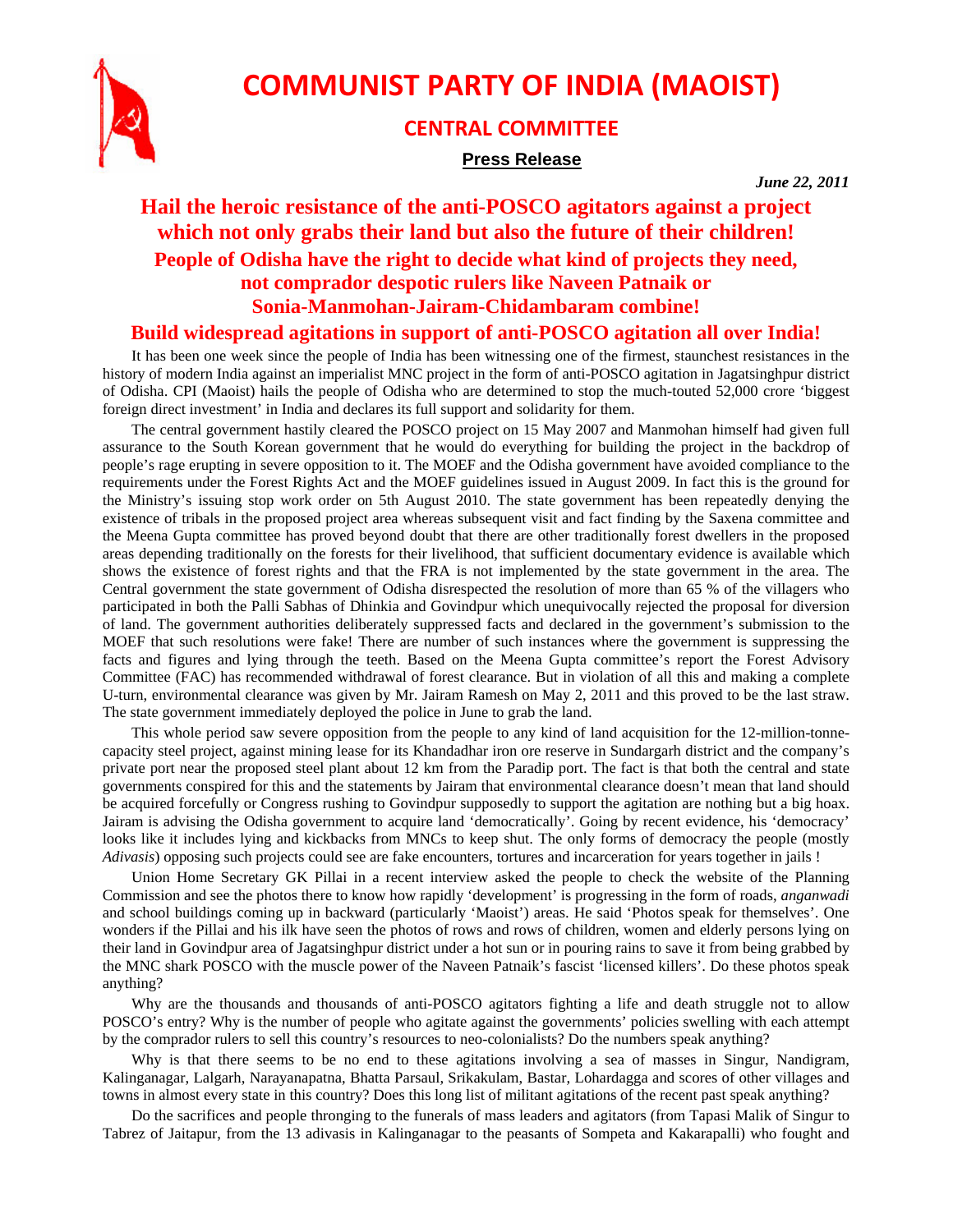# COMMUNIST PARTY OF INDIA (MAOIST)

## CENTRAL COMMITTEE

### Press Release

*June 22, 2011*

## Hail the heroic resistance of the anti-POSCO agitators against a project which not only grabs their land but also the future of their children!

## People of Odisha have the right to decide what kind of projects they need, not comprador despotic rulers like Naveen Patnaik or Sonia-Manmohan-Jairam-Chidambaram combine!

## Build widespread agitations in support of anti-POSCO agitation all over India!

It has been one week since the people of India has been witnessing one of the firmest, staunchest resistances in the history of modern India against an imperialist MNC project in the form of anti-POSCO agitation in Jagatsinghpur district of Odisha. CPI (Maoist) hails the people of Odisha who are determined to stop the much-touted 52,000 crore 'biggest foreign direct investment' in India and declares its full support and solidarity for them.

The central government hastily cleared the POSCO project on 15 May 2007 and Manmohan himself had given full assurance to the South Korean government that he would do everything for building the project in the backdrop of people's rage erupting in severe opposition to it. The MOEF and the Odisha government have avoided compliance to the requirements under the Forest Rights Act and the MOEF guidelines issued in August 2009. In fact this is the ground for the Ministry's issuing stop work order on 5th August 2010. The state government has been repeatedly denying the existence of tribals in the proposed project area whereas subsequent visit and fact finding by the Saxena committee and the Meena Gupta committee has proved beyond doubt that there are other traditionally forest dwellers in the proposed areas depending traditionally on the forests for their livelihood, that sufficient documentary evidence is available which shows the existence of forest rights and that the FRA is not implemented by the state government in the area. The Central government the state government of Odisha disrespected the resolution of more than 65 % of the villagers who participated in both the Palli Sabhas of Dhinkia and Govindpur which unequivocally rejected the proposal for diversion of land. The government authorities deliberately suppressed facts and declared in the government's submission to the MOEF that such resolutions were fake! There are number of such instances where the government is suppressing the facts and figures and lying through the teeth. Based on the Meena Gupta committee's report the Forest Advisory Committee (FAC) has recommended withdrawal of forest clearance. But in violation of all this and making a complete U-turn, environmental clearance was given by Mr. Jairam Ramesh on May 2, 2011 and this proved to be the last straw. The state government immediately deployed the police in June to grab the land.

This whole period saw severe opposition from the people to any kind of land acquisition for the 12-million-tonne-capacity steel project, against mining lease for its Khandadhar iron ore reserve in Sundargarh district and the company's private port near the proposed steel plant about 12 km from the Paradip port. The fact is that both the central and state governments conspired for this and the statements by Jairam that environmental clearance doesn't mean that land should be acquired forcefully or Congress rushing to Govindpur supposedly to support the agitation are nothing but a big hoax. Jairam is advising the Odisha government to acquire land 'democratically'. Going by recent evidence, his 'democracy' looks like it includes lying and kickbacks from MNCs to keep shut. The only forms of democracy the people (mostly *Adivasis*) opposing such projects could see are fake encounters, tortures and incarceration for years together in jails !

Union Home Secretary GK Pillai in a recent interview asked the people to check the website of the Planning Commission and see the photos there to know how rapidly 'development' is progressing in the form of roads, *anganwadi* and school buildings coming up in backward (particularly 'Maoist') areas. He said 'Photos speak for themselves'. One wonders if the Pillai and his ilk have seen the photos of rows and rows of children, women and elderly persons lying on their land in Govindpur area of Jagatsinghpur district under a hot sun or in pouring rains to save it from being grabbed by the MNC shark POSCO with the muscle power of the Naveen Patnaik's fascist 'licensed killers'. Do these photos speak anything?

Why are the thousands and thousands of anti-POSCO agitators fighting a life and death struggle not to allow POSCO's entry? Why is the number of people who agitate against the governments' policies swelling with each attempt by the comprador rulers to sell this country's resources to neo-colonialists? Do the numbers speak anything?

Why is that there seems to be no end to these agitations involving a sea of masses in Singur, Nandigram, Kalinganagar, Lalgarh, Narayanapatna, Bhatta Parsaul, Srikakulam, Bastar, Lohardagga and scores of other villages and towns in almost every state in this country? Does this long list of militant agitations of the recent past speak anything?

Do the sacrifices and people thronging to the funerals of mass leaders and agitators (from Tapasi Malik of Singur to Tabrez of Jaitapur, from the 13 adivasis in Kalinganagar to the peasants of Sompeta and Kakarapalli) who fought and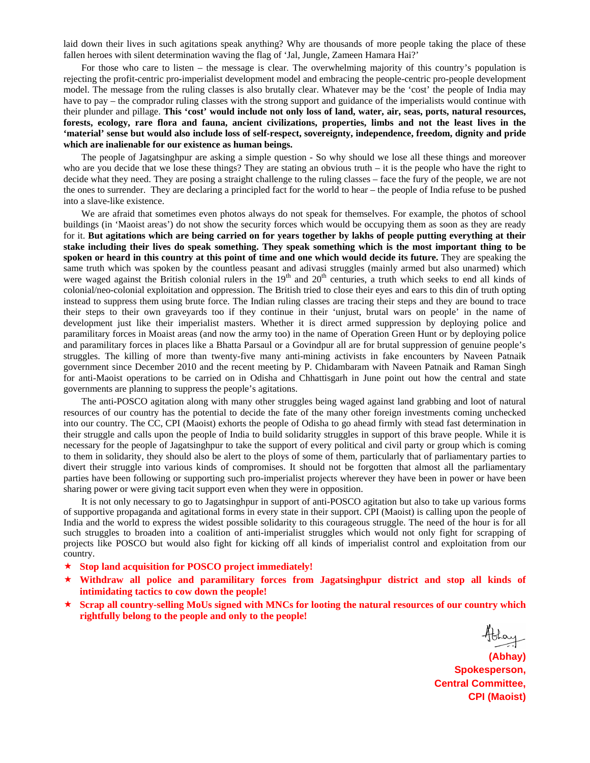laid down their lives in such agitations speak anything? Why are thousands of more people taking the place of these fallen heroes with silent determination waving the flag of 'Jal, Jungle, Zameen Hamara Hai?'

For those who care to listen – the message is clear. The overwhelming majority of this country's population is rejecting the profit-centric pro-imperialist development model and embracing the people-centric pro-people development model. The message from the ruling classes is also brutally clear. Whatever may be the 'cost' the people of India may have to pay – the comprador ruling classes with the strong support and guidance of the imperialists would continue with their plunder and pillage. **This 'cost' would include not only loss of land, water, air, seas, ports, natural resources, forests, ecology, rare flora and fauna, ancient civilizations, properties, limbs and not the least lives in the 'material' sense but would also include loss of self-respect, sovereignty, independence, freedom, dignity and pride which are inalienable for our existence as human beings.**

The people of Jagatsinghpur are asking a simple question - So why should we lose all these things and moreover who are you decide that we lose these things? They are stating an obvious truth – it is the people who have the right to decide what they need. They are posing a straight challenge to the ruling classes – face the fury of the people, we are not the ones to surrender. They are declaring a principled fact for the world to hear – the people of India refuse to be pushed into a slave-like existence.

We are afraid that sometimes even photos always do not speak for themselves. For example, the photos of school buildings (in 'Maoist areas') do not show the security forces which would be occupying them as soon as they are ready for it. **But agitations which are being carried on for years together by lakhs of people putting everything at their stake including their lives do speak something. They speak something which is the most important thing to be spoken or heard in this country at this point of time and one which would decide its future.** They are speaking the same truth which was spoken by the countless peasant and adivasi struggles (mainly armed but also unarmed) which were waged against the British colonial rulers in the 19th and 20th centuries, a truth which seeks to end all kinds of colonial/neo-colonial exploitation and oppression. The British tried to close their eyes and ears to this din of truth opting instead to suppress them using brute force. The Indian ruling classes are tracing their steps and they are bound to trace their steps to their own graveyards too if they continue in their 'unjust, brutal wars on people' in the name of development just like their imperialist masters. Whether it is direct armed suppression by deploying police and paramilitary forces in Moaist areas (and now the army too) in the name of Operation Green Hunt or by deploying police and paramilitary forces in places like a Bhatta Parsaul or a Govindpur all are for brutal suppression of genuine people's struggles. The killing of more than twenty-five many anti-mining activists in fake encounters by Naveen Patnaik government since December 2010 and the recent meeting by P. Chidambaram with Naveen Patnaik and Raman Singh for anti-Maoist operations to be carried on in Odisha and Chhattisgarh in June point out how the central and state governments are planning to suppress the people's agitations.

The anti-POSCO agitation along with many other struggles being waged against land grabbing and loot of natural resources of our country has the potential to decide the fate of the many other foreign investments coming unchecked into our country. The CC, CPI (Maoist) exhorts the people of Odisha to go ahead firmly with stead fast determination in their struggle and calls upon the people of India to build solidarity struggles in support of this brave people. While it is necessary for the people of Jagatsinghpur to take the support of every political and civil party or group which is coming to them in solidarity, they should also be alert to the ploys of some of them, particularly that of parliamentary parties to divert their struggle into various kinds of compromises. It should not be forgotten that almost all the parliamentary parties have been following or supporting such pro-imperialist projects wherever they have been in power or have been sharing power or were giving tacit support even when they were in opposition.

It is not only necessary to go to Jagatsinghpur in support of anti-POSCO agitation but also to take up various forms of supportive propaganda and agitational forms in every state in their support. CPI (Maoist) is calling upon the people of India and the world to express the widest possible solidarity to this courageous struggle. The need of the hour is for all such struggles to broaden into a coalition of anti-imperialist struggles which would not only fight for scrapping of projects like POSCO but would also fight for kicking off all kinds of imperialist control and exploitation from our country.

- ★ **Stop land acquisition for POSCO project immediately!**
- ★ **Withdraw all police and paramilitary forces from Jagatsinghpur district and stop all kinds of intimidating tactics to cow down the people!**
- ★ **Scrap all country-selling MoUs signed with MNCs for looting the natural resources of our country which rightfully belong to the people and only to the people!**

Abhay

**(Abhay)**
**Spokesperson,**
**Central Committee,**
**CPI (Maoist)**